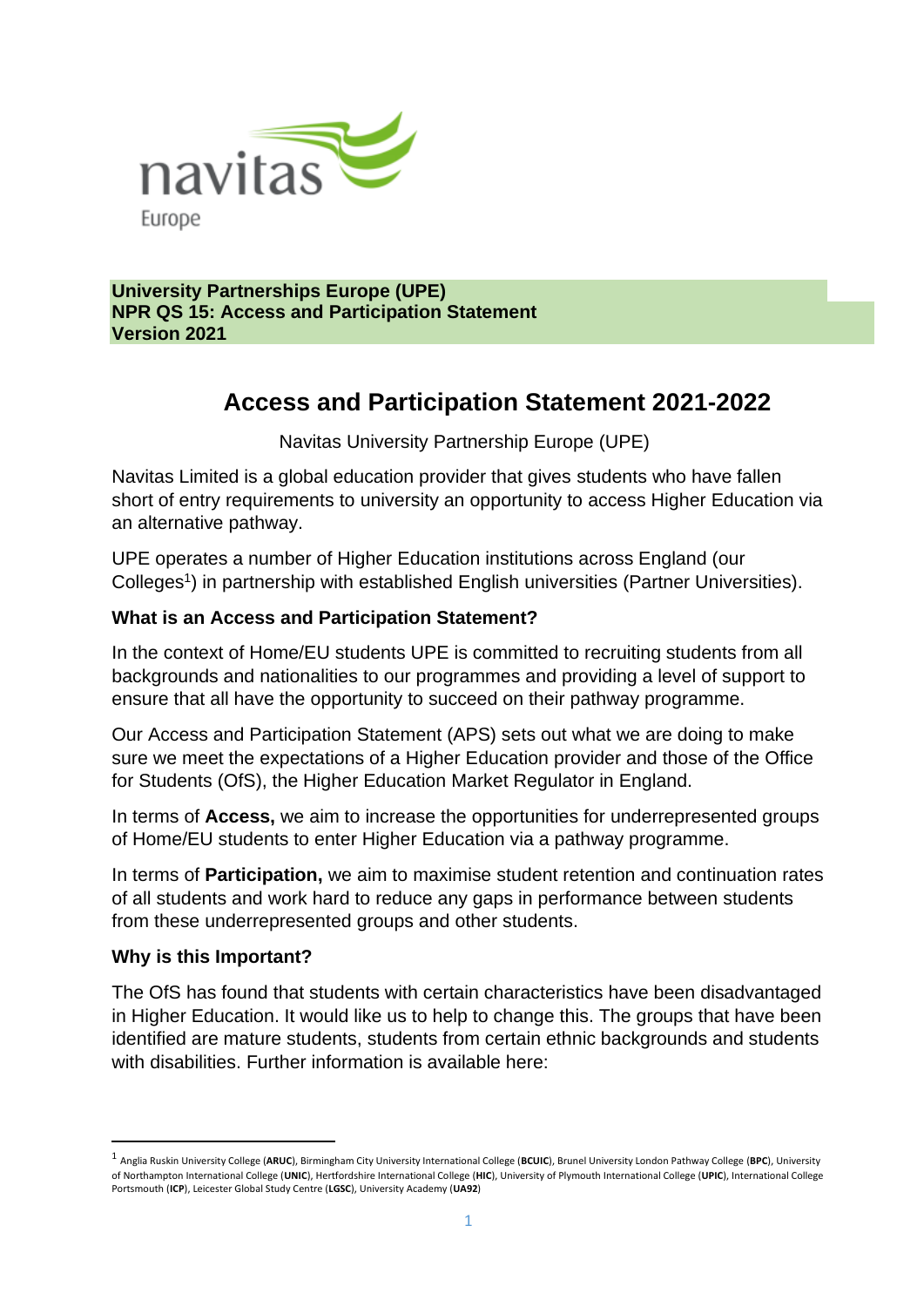**University Partnerships Europe (UPE)**
**NPR QS 15: Access and Participation Statement**
**Version 2021**

# Access and Participation Statement 2021-2022

Navitas University Partnership Europe (UPE)

Navitas Limited is a global education provider that gives students who have fallen short of entry requirements to university an opportunity to access Higher Education via an alternative pathway.

UPE operates a number of Higher Education institutions across England (our Colleges[1]) in partnership with established English universities (Partner Universities).

### What is an Access and Participation Statement?

In the context of Home/EU students UPE is committed to recruiting students from all backgrounds and nationalities to our programmes and providing a level of support to ensure that all have the opportunity to succeed on their pathway programme.

Our Access and Participation Statement (APS) sets out what we are doing to make sure we meet the expectations of a Higher Education provider and those of the Office for Students (OfS), the Higher Education Market Regulator in England.

In terms of **Access,** we aim to increase the opportunities for underrepresented groups of Home/EU students to enter Higher Education via a pathway programme.

In terms of **Participation,** we aim to maximise student retention and continuation rates of all students and work hard to reduce any gaps in performance between students from these underrepresented groups and other students.

### Why is this Important?

The OfS has found that students with certain characteristics have been disadvantaged in Higher Education. It would like us to help to change this. The groups that have been identified are mature students, students from certain ethnic backgrounds and students with disabilities. Further information is available here:

---

[1] Anglia Ruskin University College (**ARUC**), Birmingham City University International College (**BCUIC**), Brunel University London Pathway College (**BPC**), University of Northampton International College (**UNIC**), Hertfordshire International College (**HIC**), University of Plymouth International College (**UPIC**), International College Portsmouth (**ICP**), Leicester Global Study Centre (**LGSC**), University Academy (**UA92**)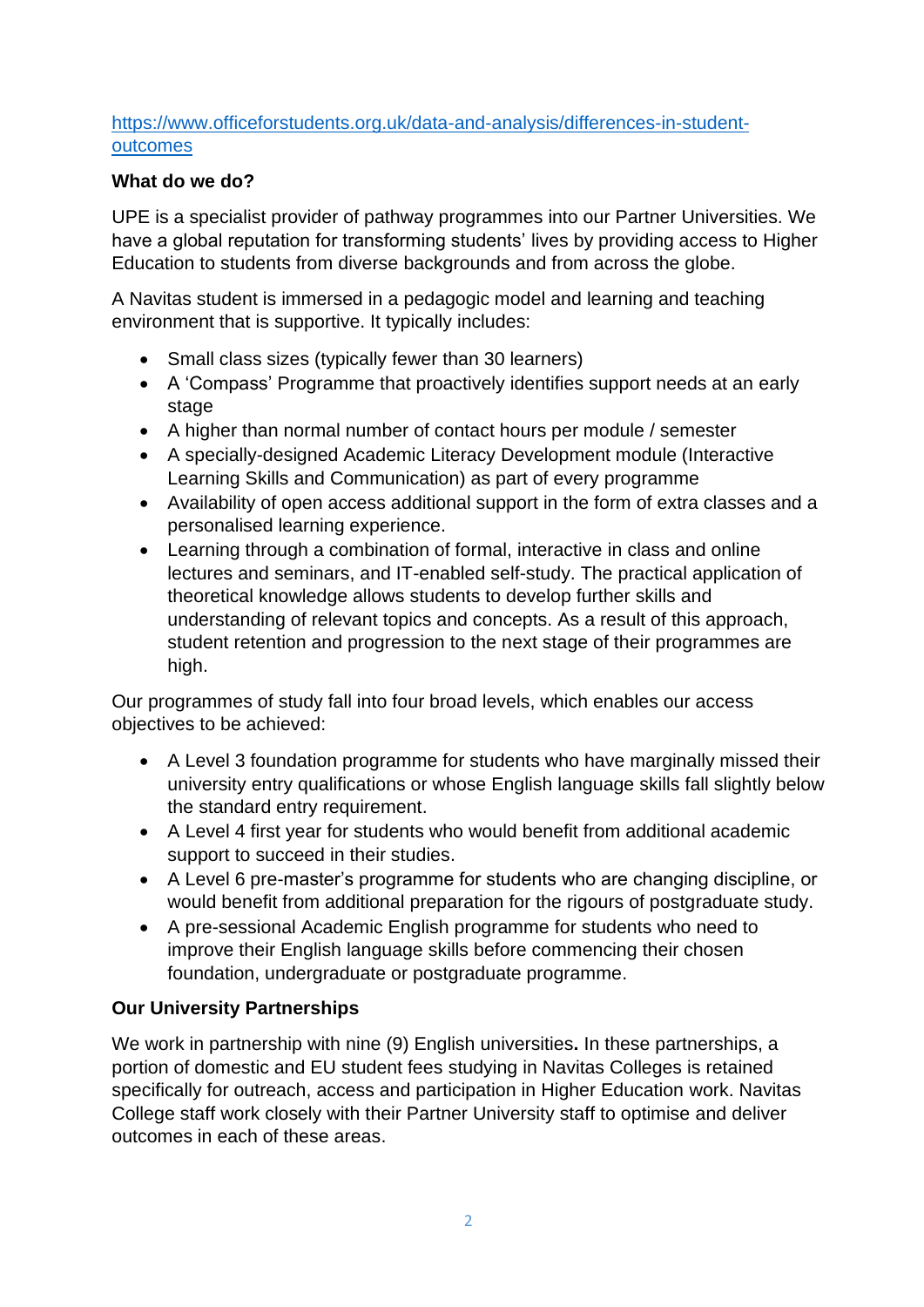https://www.officeforstudents.org.uk/data-and-analysis/differences-in-student-outcomes

**What do we do?**

UPE is a specialist provider of pathway programmes into our Partner Universities. We have a global reputation for transforming students' lives by providing access to Higher Education to students from diverse backgrounds and from across the globe.

A Navitas student is immersed in a pedagogic model and learning and teaching environment that is supportive. It typically includes:

- Small class sizes (typically fewer than 30 learners)
- A 'Compass' Programme that proactively identifies support needs at an early stage
- A higher than normal number of contact hours per module / semester
- A specially-designed Academic Literacy Development module (Interactive Learning Skills and Communication) as part of every programme
- Availability of open access additional support in the form of extra classes and a personalised learning experience.
- Learning through a combination of formal, interactive in class and online lectures and seminars, and IT-enabled self-study. The practical application of theoretical knowledge allows students to develop further skills and understanding of relevant topics and concepts. As a result of this approach, student retention and progression to the next stage of their programmes are high.

Our programmes of study fall into four broad levels, which enables our access objectives to be achieved:

- A Level 3 foundation programme for students who have marginally missed their university entry qualifications or whose English language skills fall slightly below the standard entry requirement.
- A Level 4 first year for students who would benefit from additional academic support to succeed in their studies.
- A Level 6 pre-master's programme for students who are changing discipline, or would benefit from additional preparation for the rigours of postgraduate study.
- A pre-sessional Academic English programme for students who need to improve their English language skills before commencing their chosen foundation, undergraduate or postgraduate programme.

**Our University Partnerships**

We work in partnership with nine (9) English universities**.** In these partnerships, a portion of domestic and EU student fees studying in Navitas Colleges is retained specifically for outreach, access and participation in Higher Education work. Navitas College staff work closely with their Partner University staff to optimise and deliver outcomes in each of these areas.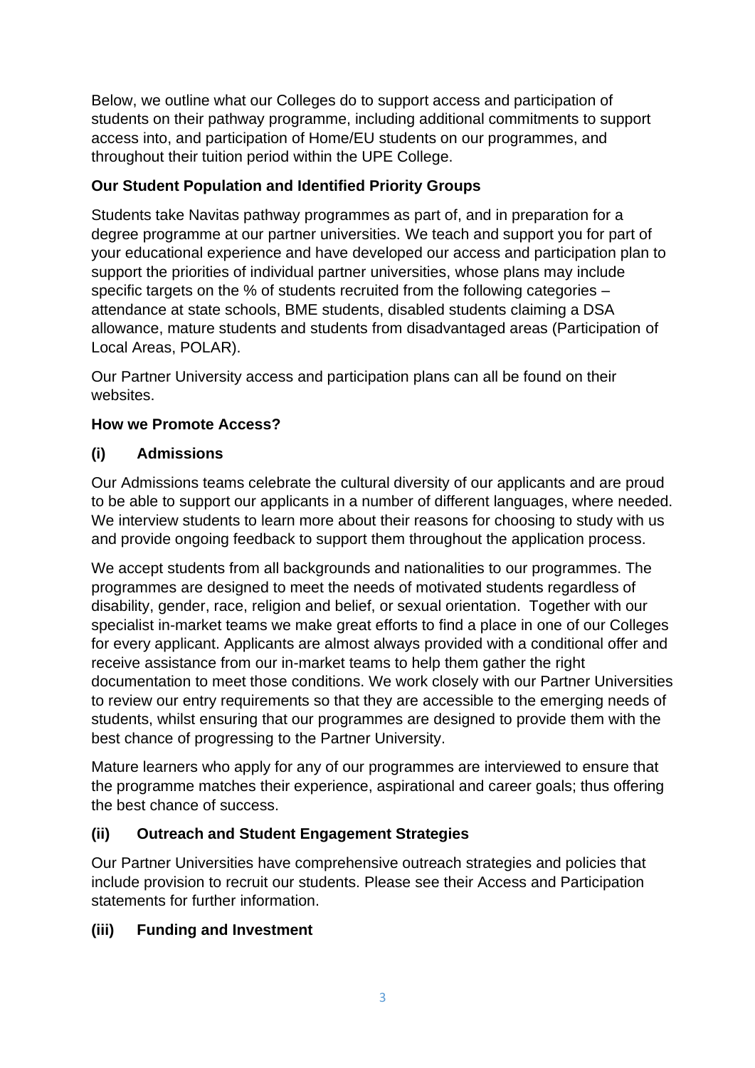Below, we outline what our Colleges do to support access and participation of students on their pathway programme, including additional commitments to support access into, and participation of Home/EU students on our programmes, and throughout their tuition period within the UPE College.

### Our Student Population and Identified Priority Groups

Students take Navitas pathway programmes as part of, and in preparation for a degree programme at our partner universities. We teach and support you for part of your educational experience and have developed our access and participation plan to support the priorities of individual partner universities, whose plans may include specific targets on the % of students recruited from the following categories – attendance at state schools, BME students, disabled students claiming a DSA allowance, mature students and students from disadvantaged areas (Participation of Local Areas, POLAR).

Our Partner University access and participation plans can all be found on their websites.

### How we Promote Access?

#### (i) Admissions

Our Admissions teams celebrate the cultural diversity of our applicants and are proud to be able to support our applicants in a number of different languages, where needed. We interview students to learn more about their reasons for choosing to study with us and provide ongoing feedback to support them throughout the application process.

We accept students from all backgrounds and nationalities to our programmes. The programmes are designed to meet the needs of motivated students regardless of disability, gender, race, religion and belief, or sexual orientation. Together with our specialist in-market teams we make great efforts to find a place in one of our Colleges for every applicant. Applicants are almost always provided with a conditional offer and receive assistance from our in-market teams to help them gather the right documentation to meet those conditions. We work closely with our Partner Universities to review our entry requirements so that they are accessible to the emerging needs of students, whilst ensuring that our programmes are designed to provide them with the best chance of progressing to the Partner University.

Mature learners who apply for any of our programmes are interviewed to ensure that the programme matches their experience, aspirational and career goals; thus offering the best chance of success.

#### (ii) Outreach and Student Engagement Strategies

Our Partner Universities have comprehensive outreach strategies and policies that include provision to recruit our students. Please see their Access and Participation statements for further information.

#### (iii) Funding and Investment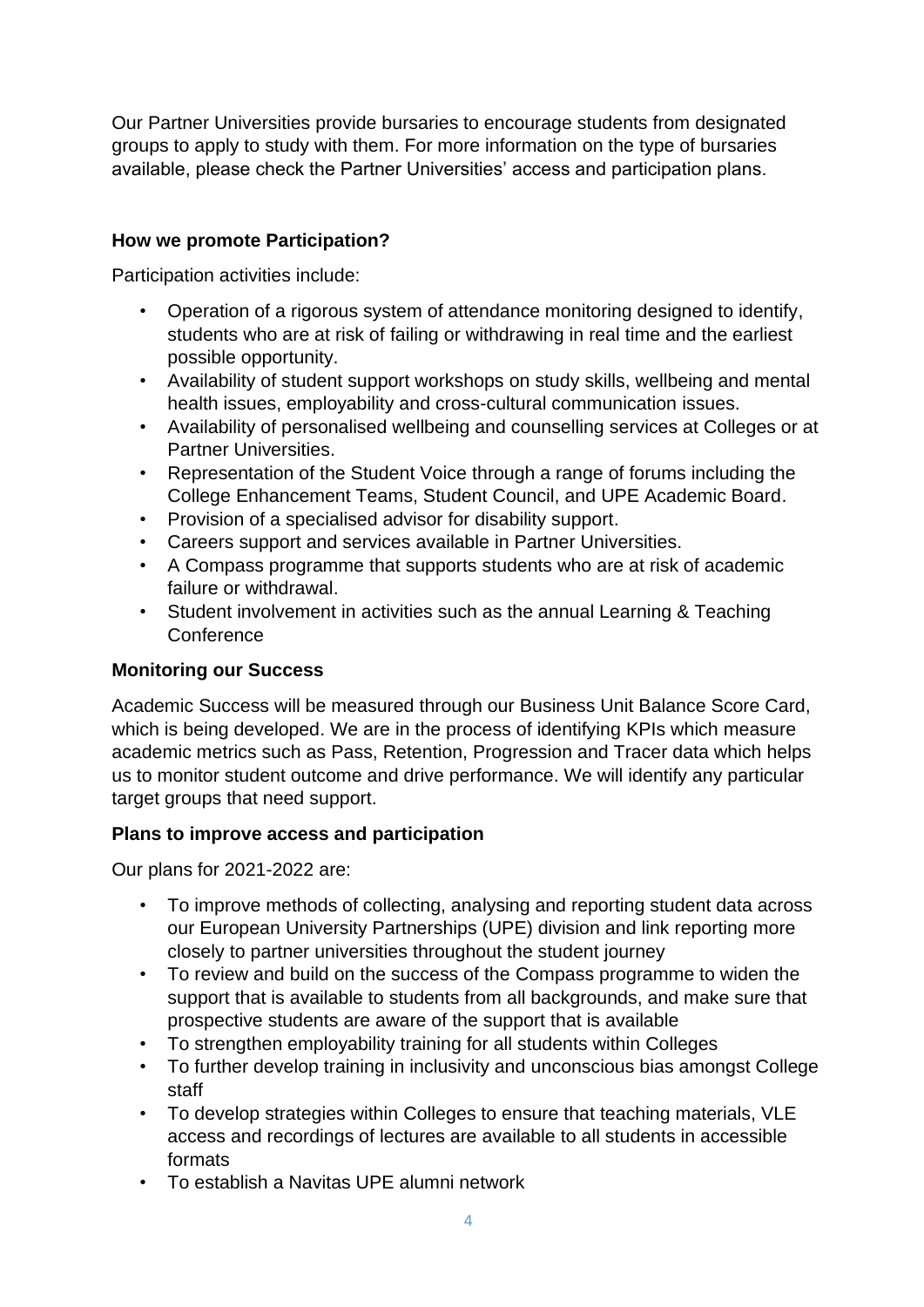Our Partner Universities provide bursaries to encourage students from designated groups to apply to study with them. For more information on the type of bursaries available, please check the Partner Universities' access and participation plans.

### How we promote Participation?

Participation activities include:

- Operation of a rigorous system of attendance monitoring designed to identify, students who are at risk of failing or withdrawing in real time and the earliest possible opportunity.
- Availability of student support workshops on study skills, wellbeing and mental health issues, employability and cross-cultural communication issues.
- Availability of personalised wellbeing and counselling services at Colleges or at Partner Universities.
- Representation of the Student Voice through a range of forums including the College Enhancement Teams, Student Council, and UPE Academic Board.
- Provision of a specialised advisor for disability support.
- Careers support and services available in Partner Universities.
- A Compass programme that supports students who are at risk of academic failure or withdrawal.
- Student involvement in activities such as the annual Learning & Teaching Conference

### Monitoring our Success

Academic Success will be measured through our Business Unit Balance Score Card, which is being developed. We are in the process of identifying KPIs which measure academic metrics such as Pass, Retention, Progression and Tracer data which helps us to monitor student outcome and drive performance. We will identify any particular target groups that need support.

### Plans to improve access and participation

Our plans for 2021-2022 are:

- To improve methods of collecting, analysing and reporting student data across our European University Partnerships (UPE) division and link reporting more closely to partner universities throughout the student journey
- To review and build on the success of the Compass programme to widen the support that is available to students from all backgrounds, and make sure that prospective students are aware of the support that is available
- To strengthen employability training for all students within Colleges
- To further develop training in inclusivity and unconscious bias amongst College staff
- To develop strategies within Colleges to ensure that teaching materials, VLE access and recordings of lectures are available to all students in accessible formats
- To establish a Navitas UPE alumni network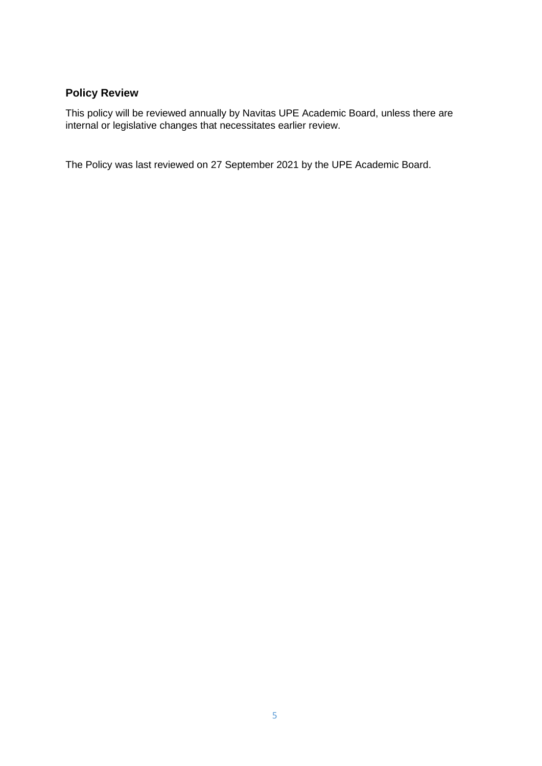## Policy Review

This policy will be reviewed annually by Navitas UPE Academic Board, unless there are internal or legislative changes that necessitates earlier review.

The Policy was last reviewed on 27 September 2021 by the UPE Academic Board.